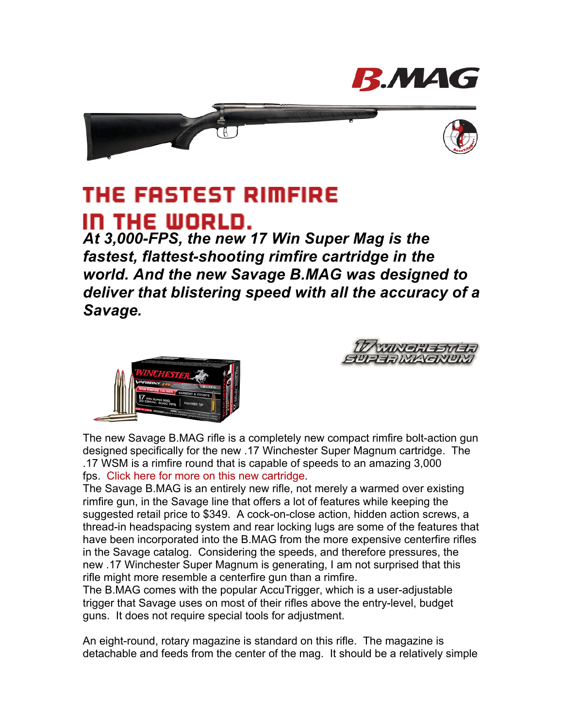# B.MAG

# THE FASTEST RIMFIRE IN THE WORLD.

***At 3,000-FPS, the new 17 Win Super Mag is the fastest, flattest-shooting rimfire cartridge in the world. And the new Savage B.MAG was designed to deliver that blistering speed with all the accuracy of a Savage.***

17 WINCHESTER SUPER MAGNUM

The new Savage B.MAG rifle is a completely new compact rimfire bolt-action gun designed specifically for the new .17 Winchester Super Magnum cartridge. The .17 WSM is a rimfire round that is capable of speeds to an amazing 3,000 fps. Click here for more on this new cartridge.

The Savage B.MAG is an entirely new rifle, not merely a warmed over existing rimfire gun, in the Savage line that offers a lot of features while keeping the suggested retail price to $349. A cock-on-close action, hidden action screws, a thread-in headspacing system and rear locking lugs are some of the features that have been incorporated into the B.MAG from the more expensive centerfire rifles in the Savage catalog. Considering the speeds, and therefore pressures, the new .17 Winchester Super Magnum is generating, I am not surprised that this rifle might more resemble a centerfire gun than a rimfire.

The B.MAG comes with the popular AccuTrigger, which is a user-adjustable trigger that Savage uses on most of their rifles above the entry-level, budget guns. It does not require special tools for adjustment.

An eight-round, rotary magazine is standard on this rifle. The magazine is detachable and feeds from the center of the mag. It should be a relatively simple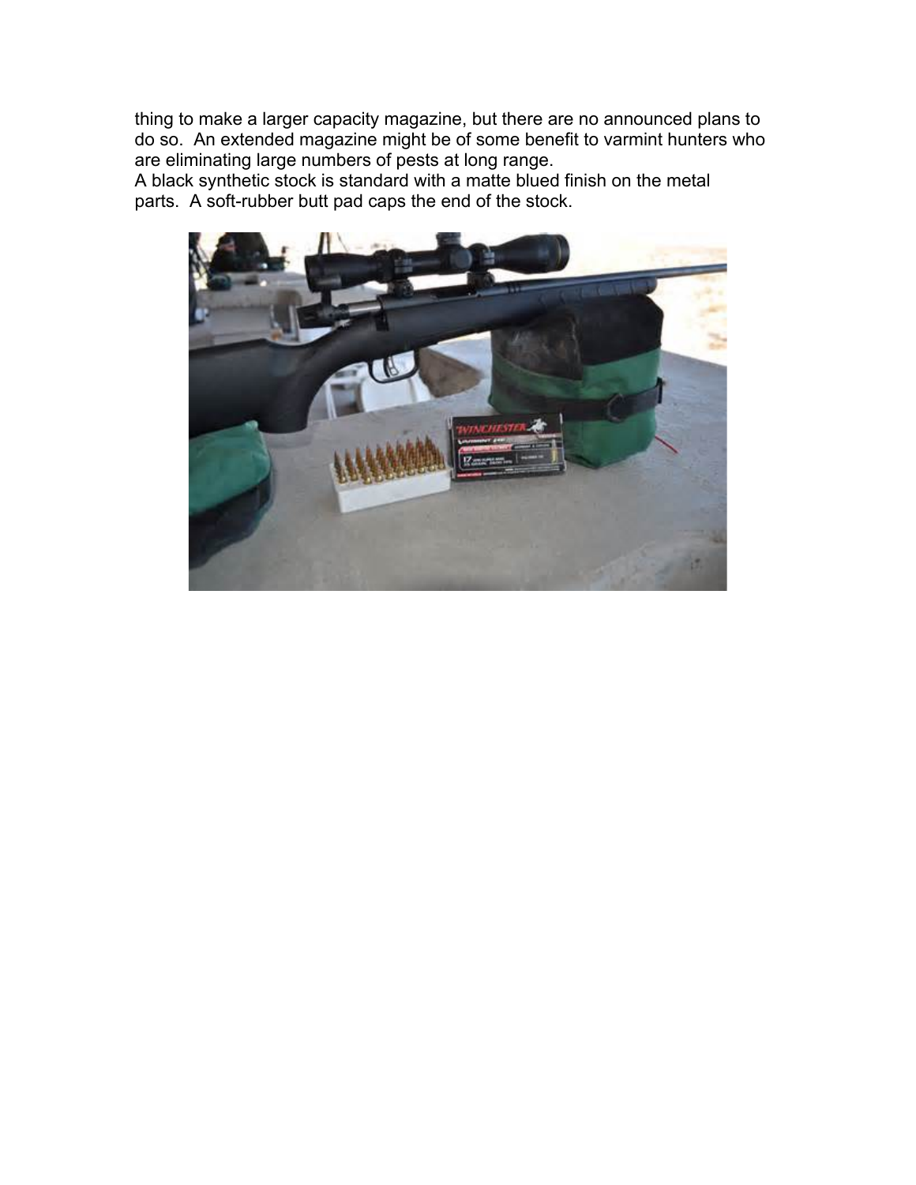thing to make a larger capacity magazine, but there are no announced plans to do so. An extended magazine might be of some benefit to varmint hunters who are eliminating large numbers of pests at long range.

A black synthetic stock is standard with a matte blued finish on the metal parts. A soft-rubber butt pad caps the end of the stock.